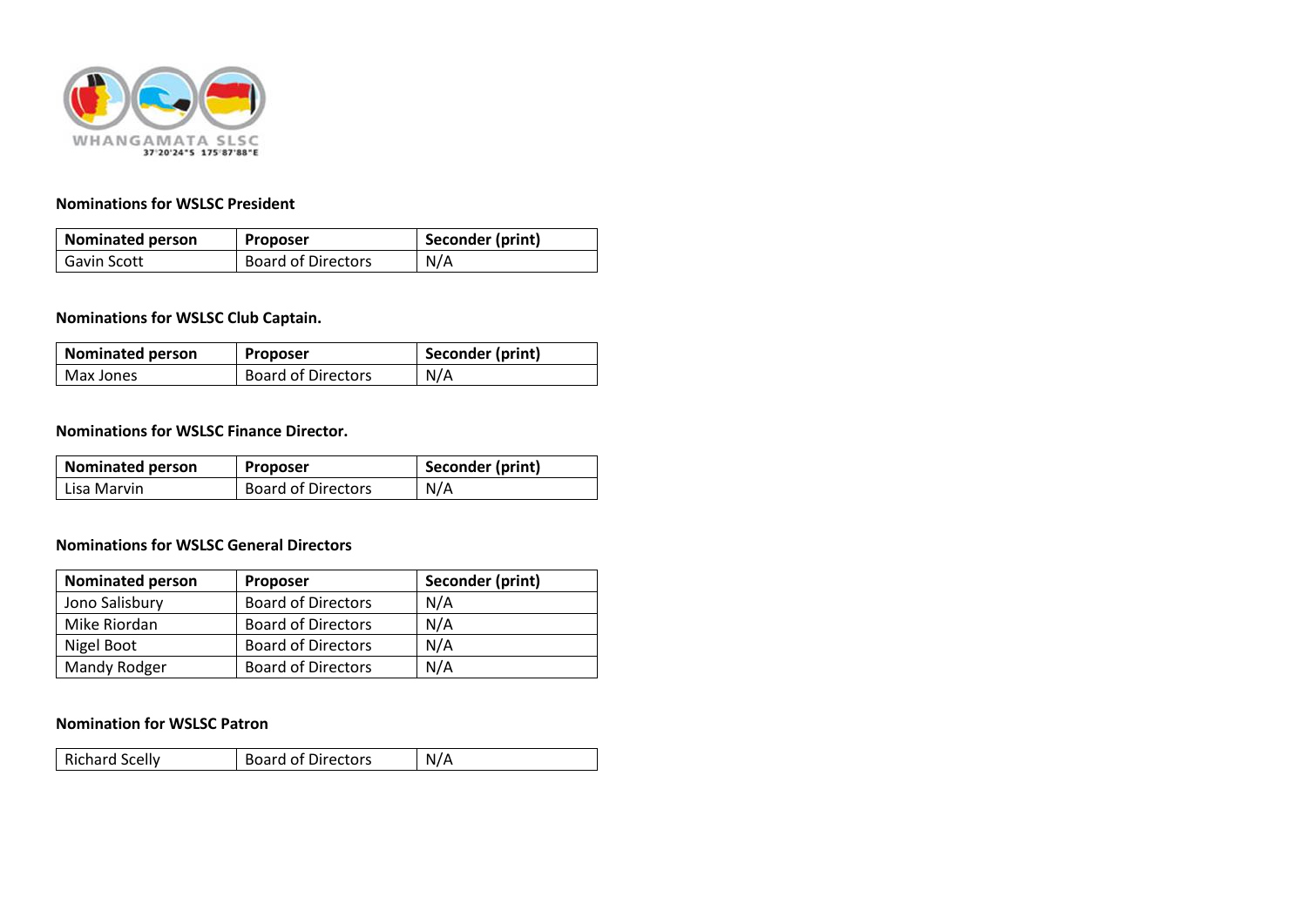WHANGAMATA SLSC
37°20'24"S 175°87'88"E

**Nominations for WSLSC President**

| Nominated person | Proposer | Seconder (print) |
|---|---|---|
| Gavin Scott | Board of Directors | N/A |

**Nominations for WSLSC Club Captain.**

| Nominated person | Proposer | Seconder (print) |
|---|---|---|
| Max Jones | Board of Directors | N/A |

**Nominations for WSLSC Finance Director.**

| Nominated person | Proposer | Seconder (print) |
|---|---|---|
| Lisa Marvin | Board of Directors | N/A |

**Nominations for WSLSC General Directors**

| Nominated person | Proposer | Seconder (print) |
|---|---|---|
| Jono Salisbury | Board of Directors | N/A |
| Mike Riordan | Board of Directors | N/A |
| Nigel Boot | Board of Directors | N/A |
| Mandy Rodger | Board of Directors | N/A |

**Nomination for WSLSC Patron**

| | | |
|---|---|---|
| Richard Scelly | Board of Directors | N/A |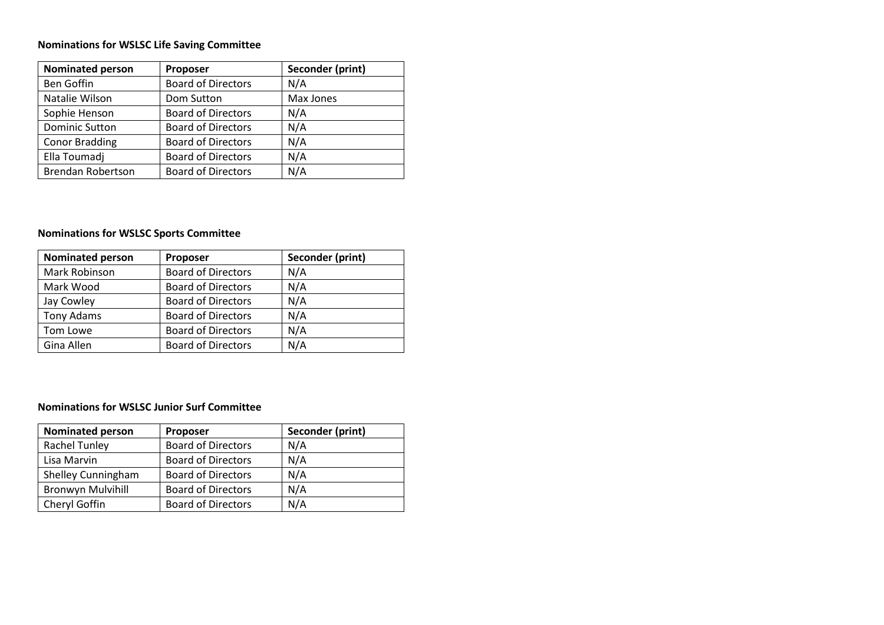**Nominations for WSLSC Life Saving Committee**

| Nominated person | Proposer | Seconder (print) |
|---|---|---|
| Ben Goffin | Board of Directors | N/A |
| Natalie Wilson | Dom Sutton | Max Jones |
| Sophie Henson | Board of Directors | N/A |
| Dominic Sutton | Board of Directors | N/A |
| Conor Bradding | Board of Directors | N/A |
| Ella Toumadj | Board of Directors | N/A |
| Brendan Robertson | Board of Directors | N/A |

**Nominations for WSLSC Sports Committee**

| Nominated person | Proposer | Seconder (print) |
|---|---|---|
| Mark Robinson | Board of Directors | N/A |
| Mark Wood | Board of Directors | N/A |
| Jay Cowley | Board of Directors | N/A |
| Tony Adams | Board of Directors | N/A |
| Tom Lowe | Board of Directors | N/A |
| Gina Allen | Board of Directors | N/A |

**Nominations for WSLSC Junior Surf Committee**

| Nominated person | Proposer | Seconder (print) |
|---|---|---|
| Rachel Tunley | Board of Directors | N/A |
| Lisa Marvin | Board of Directors | N/A |
| Shelley Cunningham | Board of Directors | N/A |
| Bronwyn Mulvihill | Board of Directors | N/A |
| Cheryl Goffin | Board of Directors | N/A |